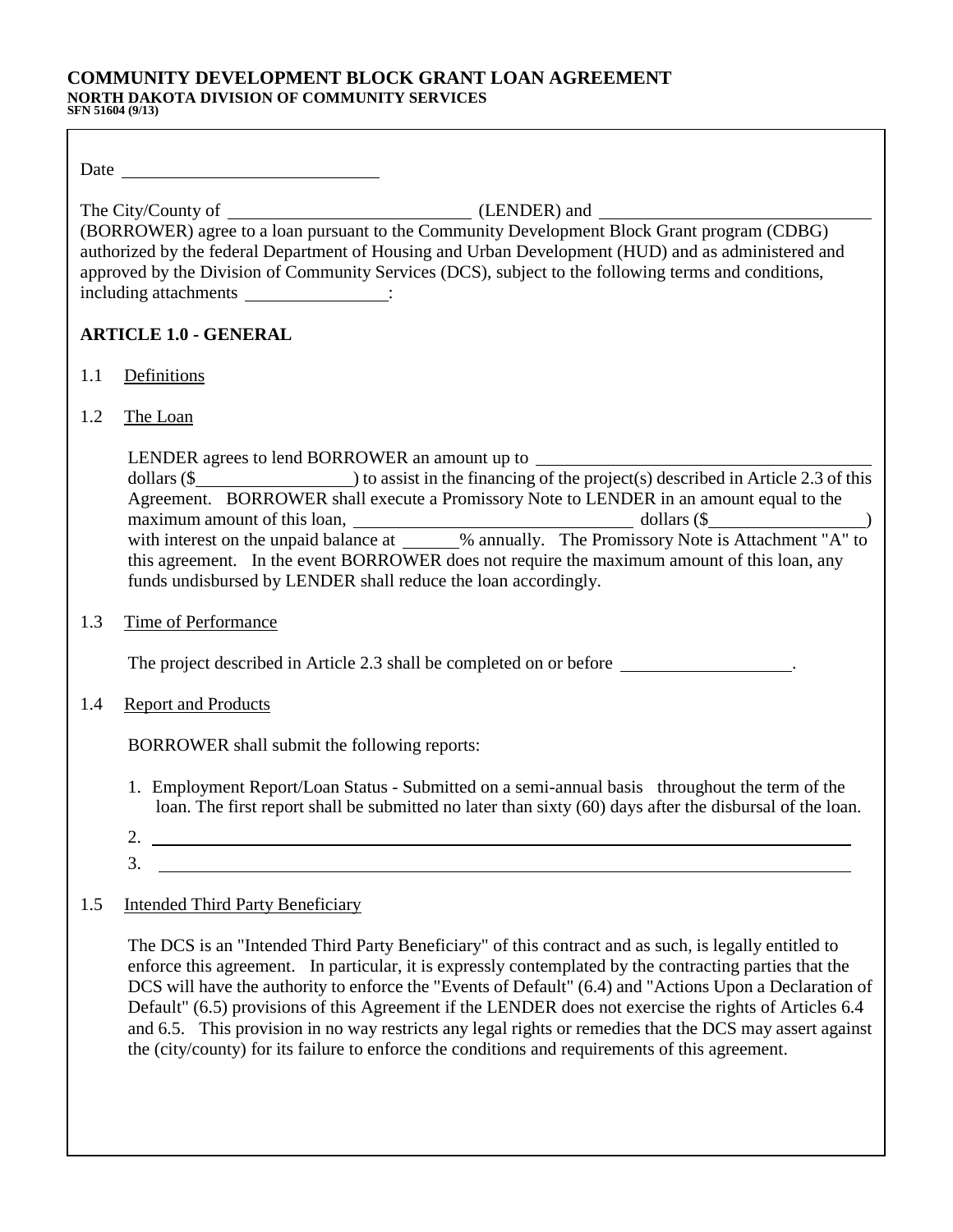# COMMUNITY DEVELOPMENT BLOCK GRANT LOAN AGREEMENT

**NORTH DAKOTA DIVISION OF COMMUNITY SERVICES**
**SFN 51604 (9/13)**

Date ____________________________

The City/County of ___________________________ (LENDER) and ______________________________ (BORROWER) agree to a loan pursuant to the Community Development Block Grant program (CDBG) authorized by the federal Department of Housing and Urban Development (HUD) and as administered and approved by the Division of Community Services (DCS), subject to the following terms and conditions, including attachments ________________:

## ARTICLE 1.0 - GENERAL

1.1 Definitions

1.2 The Loan

LENDER agrees to lend BORROWER an amount up to ____________________________________ dollars ($_________________) to assist in the financing of the project(s) described in Article 2.3 of this Agreement. BORROWER shall execute a Promissory Note to LENDER in an amount equal to the maximum amount of this loan, ______________________________ dollars ($_________________) with interest on the unpaid balance at ______% annually. The Promissory Note is Attachment "A" to this agreement. In the event BORROWER does not require the maximum amount of this loan, any funds undisbursed by LENDER shall reduce the loan accordingly.

1.3 Time of Performance

The project described in Article 2.3 shall be completed on or before __________________.

1.4 Report and Products

BORROWER shall submit the following reports:

1. Employment Report/Loan Status - Submitted on a semi-annual basis throughout the term of the loan. The first report shall be submitted no later than sixty (60) days after the disbursal of the loan.
2. ________________________________________________________________________
3. ________________________________________________________________________

1.5 Intended Third Party Beneficiary

The DCS is an "Intended Third Party Beneficiary" of this contract and as such, is legally entitled to enforce this agreement. In particular, it is expressly contemplated by the contracting parties that the DCS will have the authority to enforce the "Events of Default" (6.4) and "Actions Upon a Declaration of Default" (6.5) provisions of this Agreement if the LENDER does not exercise the rights of Articles 6.4 and 6.5. This provision in no way restricts any legal rights or remedies that the DCS may assert against the (city/county) for its failure to enforce the conditions and requirements of this agreement.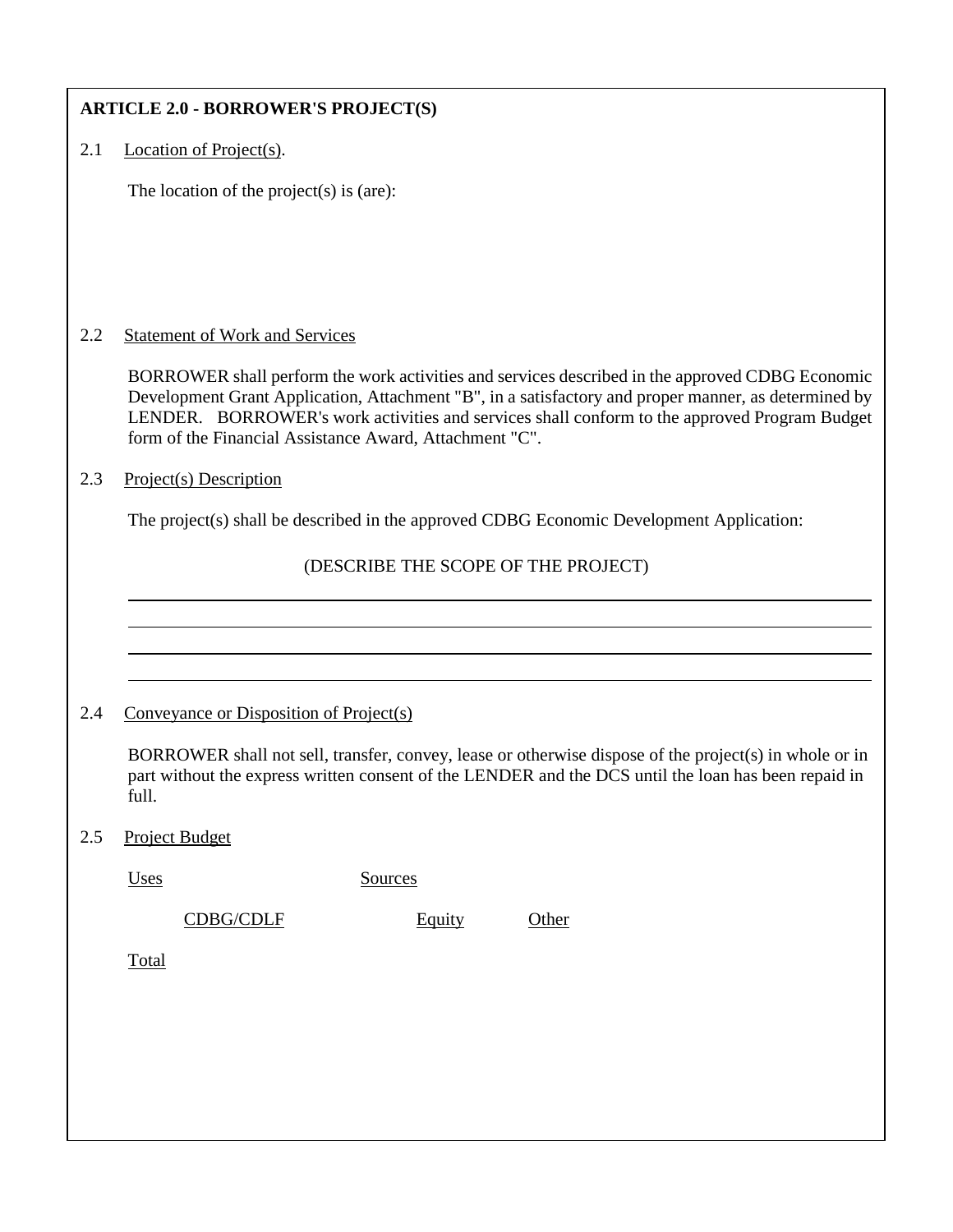**ARTICLE 2.0 - BORROWER'S PROJECT(S)**

2.1 Location of Project(s).

The location of the project(s) is (are):

2.2 Statement of Work and Services

BORROWER shall perform the work activities and services described in the approved CDBG Economic Development Grant Application, Attachment "B", in a satisfactory and proper manner, as determined by LENDER. BORROWER's work activities and services shall conform to the approved Program Budget form of the Financial Assistance Award, Attachment "C".

2.3 Project(s) Description

The project(s) shall be described in the approved CDBG Economic Development Application:

(DESCRIBE THE SCOPE OF THE PROJECT)

\_\_\_\_\_\_\_\_\_\_\_\_\_\_\_\_\_\_\_\_\_\_\_\_\_\_\_\_\_\_\_\_\_\_\_\_\_\_\_\_\_\_\_\_\_\_\_\_\_\_\_\_\_\_\_\_\_\_\_\_\_\_\_\_\_\_

\_\_\_\_\_\_\_\_\_\_\_\_\_\_\_\_\_\_\_\_\_\_\_\_\_\_\_\_\_\_\_\_\_\_\_\_\_\_\_\_\_\_\_\_\_\_\_\_\_\_\_\_\_\_\_\_\_\_\_\_\_\_\_\_\_\_

\_\_\_\_\_\_\_\_\_\_\_\_\_\_\_\_\_\_\_\_\_\_\_\_\_\_\_\_\_\_\_\_\_\_\_\_\_\_\_\_\_\_\_\_\_\_\_\_\_\_\_\_\_\_\_\_\_\_\_\_\_\_\_\_\_\_

\_\_\_\_\_\_\_\_\_\_\_\_\_\_\_\_\_\_\_\_\_\_\_\_\_\_\_\_\_\_\_\_\_\_\_\_\_\_\_\_\_\_\_\_\_\_\_\_\_\_\_\_\_\_\_\_\_\_\_\_\_\_\_\_\_\_

2.4 Conveyance or Disposition of Project(s)

BORROWER shall not sell, transfer, convey, lease or otherwise dispose of the project(s) in whole or in part without the express written consent of the LENDER and the DCS until the loan has been repaid in full.

2.5 Project Budget

| Uses | Sources | | |
|---|---|---|---|
| | CDBG/CDLF | Equity | Other |
| Total | | | |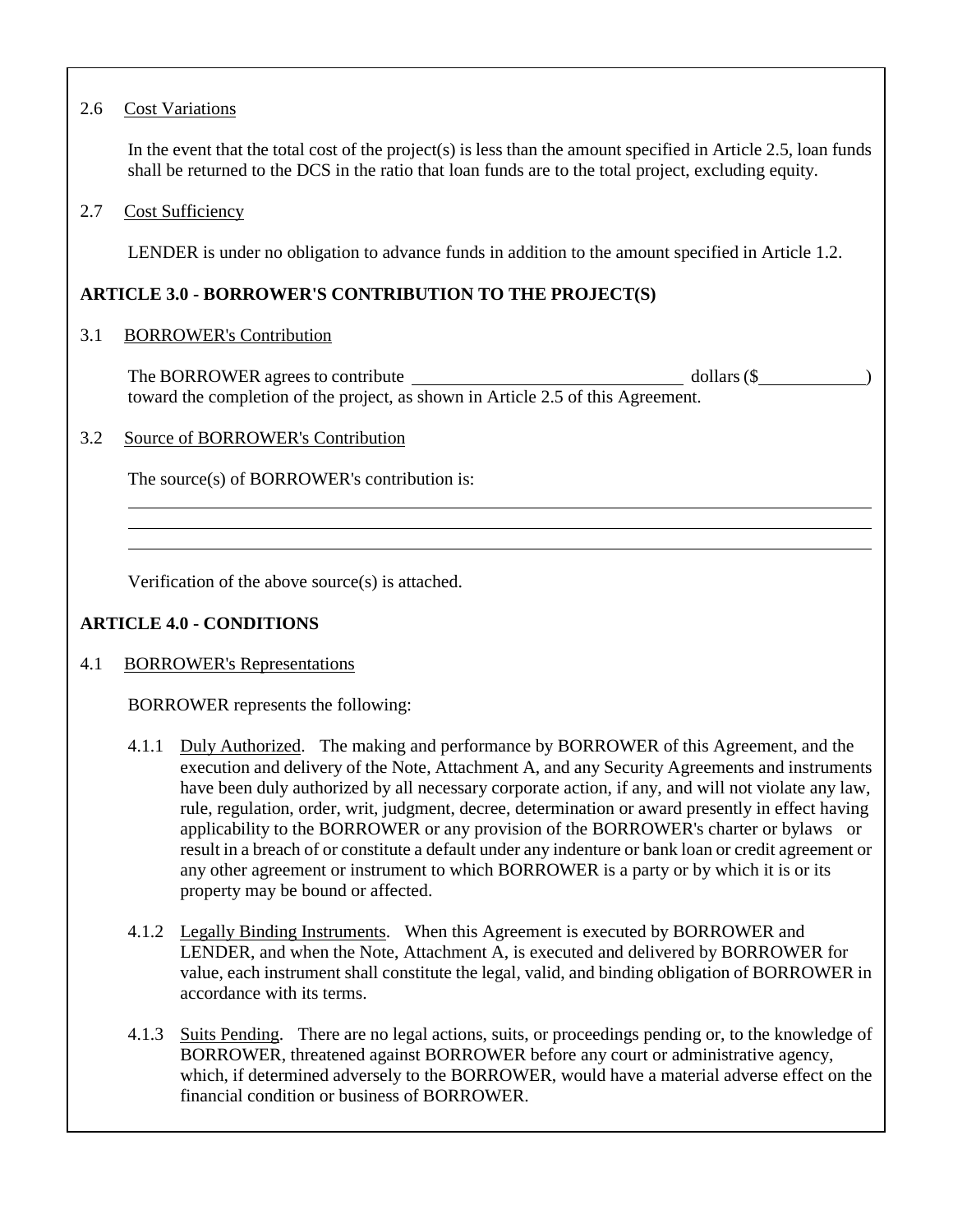2.6 Cost Variations

In the event that the total cost of the project(s) is less than the amount specified in Article 2.5, loan funds shall be returned to the DCS in the ratio that loan funds are to the total project, excluding equity.

2.7 Cost Sufficiency

LENDER is under no obligation to advance funds in addition to the amount specified in Article 1.2.

## ARTICLE 3.0 - BORROWER'S CONTRIBUTION TO THE PROJECT(S)

3.1 BORROWER's Contribution

The BORROWER agrees to contribute ______________________________ dollars ($____________) toward the completion of the project, as shown in Article 2.5 of this Agreement.

3.2 Source of BORROWER's Contribution

The source(s) of BORROWER's contribution is:

________________________________________________________________________________

________________________________________________________________________________

________________________________________________________________________________

Verification of the above source(s) is attached.

## ARTICLE 4.0 - CONDITIONS

4.1 BORROWER's Representations

BORROWER represents the following:

4.1.1 Duly Authorized. The making and performance by BORROWER of this Agreement, and the execution and delivery of the Note, Attachment A, and any Security Agreements and instruments have been duly authorized by all necessary corporate action, if any, and will not violate any law, rule, regulation, order, writ, judgment, decree, determination or award presently in effect having applicability to the BORROWER or any provision of the BORROWER's charter or bylaws or result in a breach of or constitute a default under any indenture or bank loan or credit agreement or any other agreement or instrument to which BORROWER is a party or by which it is or its property may be bound or affected.

4.1.2 Legally Binding Instruments. When this Agreement is executed by BORROWER and LENDER, and when the Note, Attachment A, is executed and delivered by BORROWER for value, each instrument shall constitute the legal, valid, and binding obligation of BORROWER in accordance with its terms.

4.1.3 Suits Pending. There are no legal actions, suits, or proceedings pending or, to the knowledge of BORROWER, threatened against BORROWER before any court or administrative agency, which, if determined adversely to the BORROWER, would have a material adverse effect on the financial condition or business of BORROWER.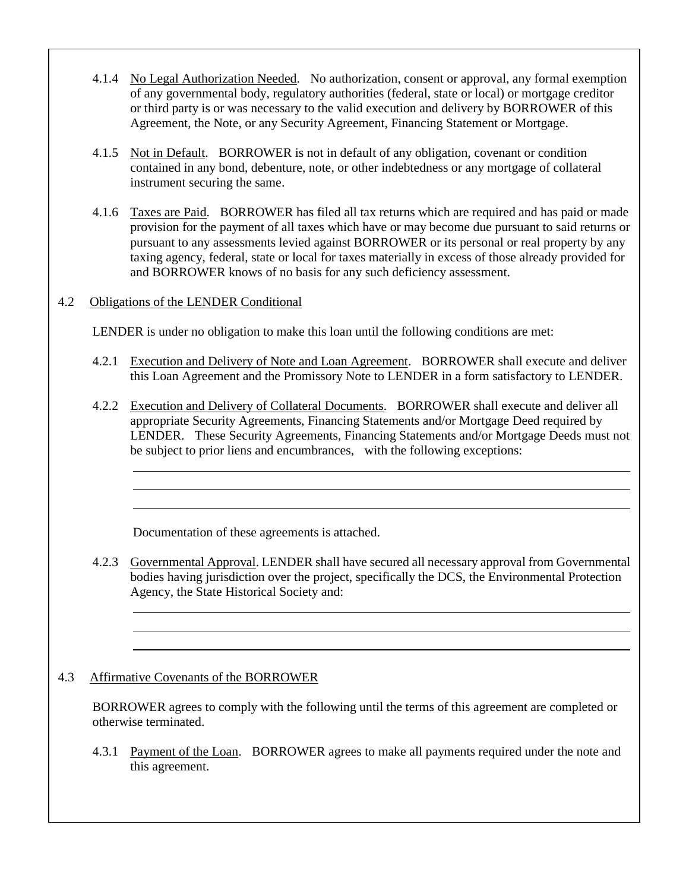4.1.4 No Legal Authorization Needed. No authorization, consent or approval, any formal exemption of any governmental body, regulatory authorities (federal, state or local) or mortgage creditor or third party is or was necessary to the valid execution and delivery by BORROWER of this Agreement, the Note, or any Security Agreement, Financing Statement or Mortgage.

4.1.5 Not in Default. BORROWER is not in default of any obligation, covenant or condition contained in any bond, debenture, note, or other indebtedness or any mortgage of collateral instrument securing the same.

4.1.6 Taxes are Paid. BORROWER has filed all tax returns which are required and has paid or made provision for the payment of all taxes which have or may become due pursuant to said returns or pursuant to any assessments levied against BORROWER or its personal or real property by any taxing agency, federal, state or local for taxes materially in excess of those already provided for and BORROWER knows of no basis for any such deficiency assessment.

## 4.2 Obligations of the LENDER Conditional

LENDER is under no obligation to make this loan until the following conditions are met:

4.2.1 Execution and Delivery of Note and Loan Agreement. BORROWER shall execute and deliver this Loan Agreement and the Promissory Note to LENDER in a form satisfactory to LENDER.

4.2.2 Execution and Delivery of Collateral Documents. BORROWER shall execute and deliver all appropriate Security Agreements, Financing Statements and/or Mortgage Deed required by LENDER. These Security Agreements, Financing Statements and/or Mortgage Deeds must not be subject to prior liens and encumbrances, with the following exceptions:

\_\_\_\_\_\_\_\_\_\_\_\_\_\_\_\_\_\_\_\_\_\_\_\_\_\_\_\_\_\_\_\_\_\_\_\_\_\_\_\_\_\_\_\_\_\_\_\_\_\_\_\_\_\_\_\_\_\_\_\_\_\_\_\_\_\_\_\_

\_\_\_\_\_\_\_\_\_\_\_\_\_\_\_\_\_\_\_\_\_\_\_\_\_\_\_\_\_\_\_\_\_\_\_\_\_\_\_\_\_\_\_\_\_\_\_\_\_\_\_\_\_\_\_\_\_\_\_\_\_\_\_\_\_\_\_\_

\_\_\_\_\_\_\_\_\_\_\_\_\_\_\_\_\_\_\_\_\_\_\_\_\_\_\_\_\_\_\_\_\_\_\_\_\_\_\_\_\_\_\_\_\_\_\_\_\_\_\_\_\_\_\_\_\_\_\_\_\_\_\_\_\_\_\_\_

Documentation of these agreements is attached.

4.2.3 Governmental Approval. LENDER shall have secured all necessary approval from Governmental bodies having jurisdiction over the project, specifically the DCS, the Environmental Protection Agency, the State Historical Society and:

\_\_\_\_\_\_\_\_\_\_\_\_\_\_\_\_\_\_\_\_\_\_\_\_\_\_\_\_\_\_\_\_\_\_\_\_\_\_\_\_\_\_\_\_\_\_\_\_\_\_\_\_\_\_\_\_\_\_\_\_\_\_\_\_\_\_\_\_

\_\_\_\_\_\_\_\_\_\_\_\_\_\_\_\_\_\_\_\_\_\_\_\_\_\_\_\_\_\_\_\_\_\_\_\_\_\_\_\_\_\_\_\_\_\_\_\_\_\_\_\_\_\_\_\_\_\_\_\_\_\_\_\_\_\_\_\_

\_\_\_\_\_\_\_\_\_\_\_\_\_\_\_\_\_\_\_\_\_\_\_\_\_\_\_\_\_\_\_\_\_\_\_\_\_\_\_\_\_\_\_\_\_\_\_\_\_\_\_\_\_\_\_\_\_\_\_\_\_\_\_\_\_\_\_\_

## 4.3 Affirmative Covenants of the BORROWER

BORROWER agrees to comply with the following until the terms of this agreement are completed or otherwise terminated.

4.3.1 Payment of the Loan. BORROWER agrees to make all payments required under the note and this agreement.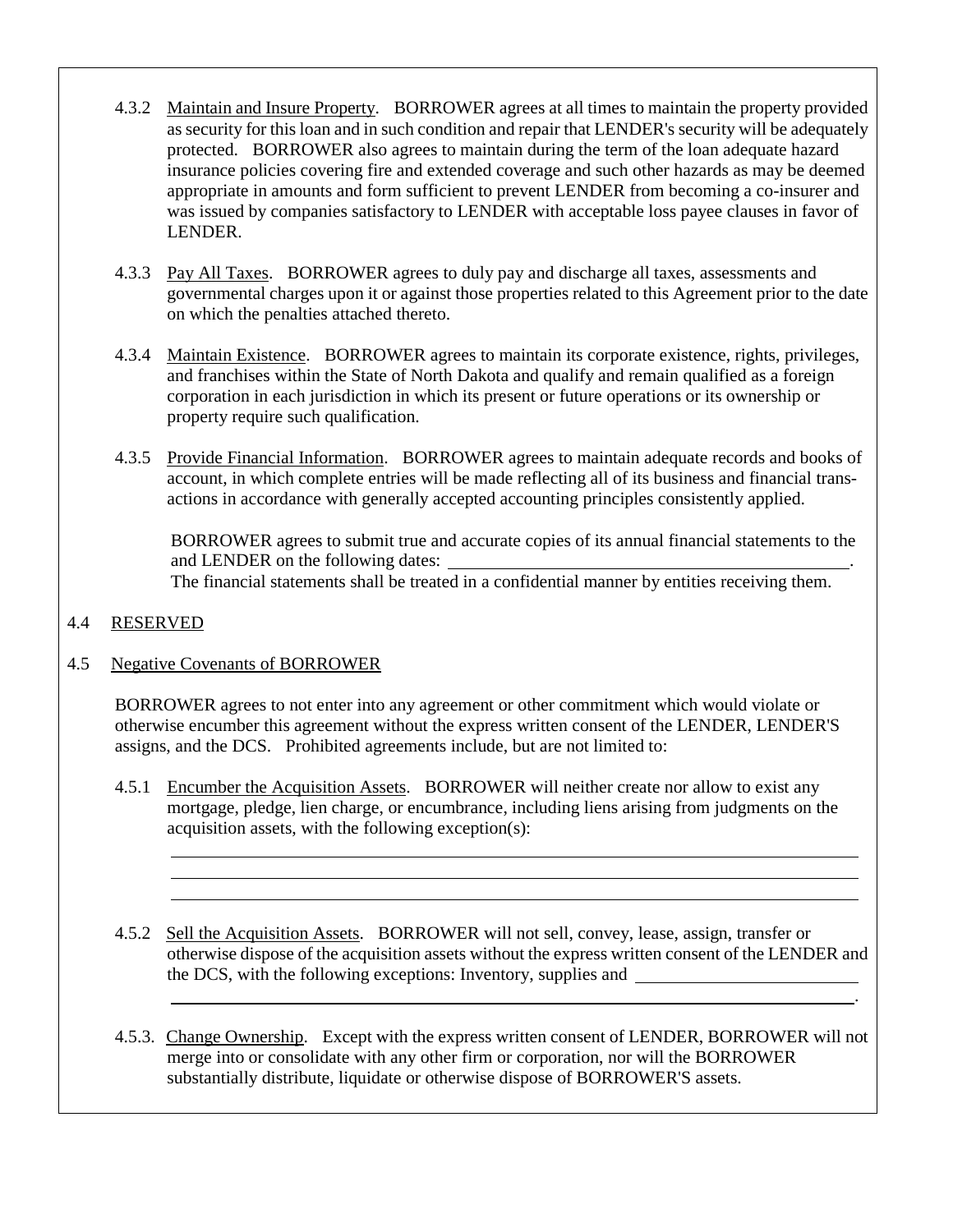4.3.2 Maintain and Insure Property. BORROWER agrees at all times to maintain the property provided as security for this loan and in such condition and repair that LENDER's security will be adequately protected. BORROWER also agrees to maintain during the term of the loan adequate hazard insurance policies covering fire and extended coverage and such other hazards as may be deemed appropriate in amounts and form sufficient to prevent LENDER from becoming a co-insurer and was issued by companies satisfactory to LENDER with acceptable loss payee clauses in favor of LENDER.

4.3.3 Pay All Taxes. BORROWER agrees to duly pay and discharge all taxes, assessments and governmental charges upon it or against those properties related to this Agreement prior to the date on which the penalties attached thereto.

4.3.4 Maintain Existence. BORROWER agrees to maintain its corporate existence, rights, privileges, and franchises within the State of North Dakota and qualify and remain qualified as a foreign corporation in each jurisdiction in which its present or future operations or its ownership or property require such qualification.

4.3.5 Provide Financial Information. BORROWER agrees to maintain adequate records and books of account, in which complete entries will be made reflecting all of its business and financial transactions in accordance with generally accepted accounting principles consistently applied.

BORROWER agrees to submit true and accurate copies of its annual financial statements to the and LENDER on the following dates: ________________________________________________.
The financial statements shall be treated in a confidential manner by entities receiving them.

4.4 RESERVED

4.5 Negative Covenants of BORROWER

BORROWER agrees to not enter into any agreement or other commitment which would violate or otherwise encumber this agreement without the express written consent of the LENDER, LENDER'S assigns, and the DCS. Prohibited agreements include, but are not limited to:

4.5.1 Encumber the Acquisition Assets. BORROWER will neither create nor allow to exist any mortgage, pledge, lien charge, or encumbrance, including liens arising from judgments on the acquisition assets, with the following exception(s):

________________________________________________________________________________
________________________________________________________________________________
________________________________________________________________________________

4.5.2 Sell the Acquisition Assets. BORROWER will not sell, convey, lease, assign, transfer or otherwise dispose of the acquisition assets without the express written consent of the LENDER and the DCS, with the following exceptions: Inventory, supplies and ____________________________
________________________________________________________________________________.

4.5.3. Change Ownership. Except with the express written consent of LENDER, BORROWER will not merge into or consolidate with any other firm or corporation, nor will the BORROWER substantially distribute, liquidate or otherwise dispose of BORROWER'S assets.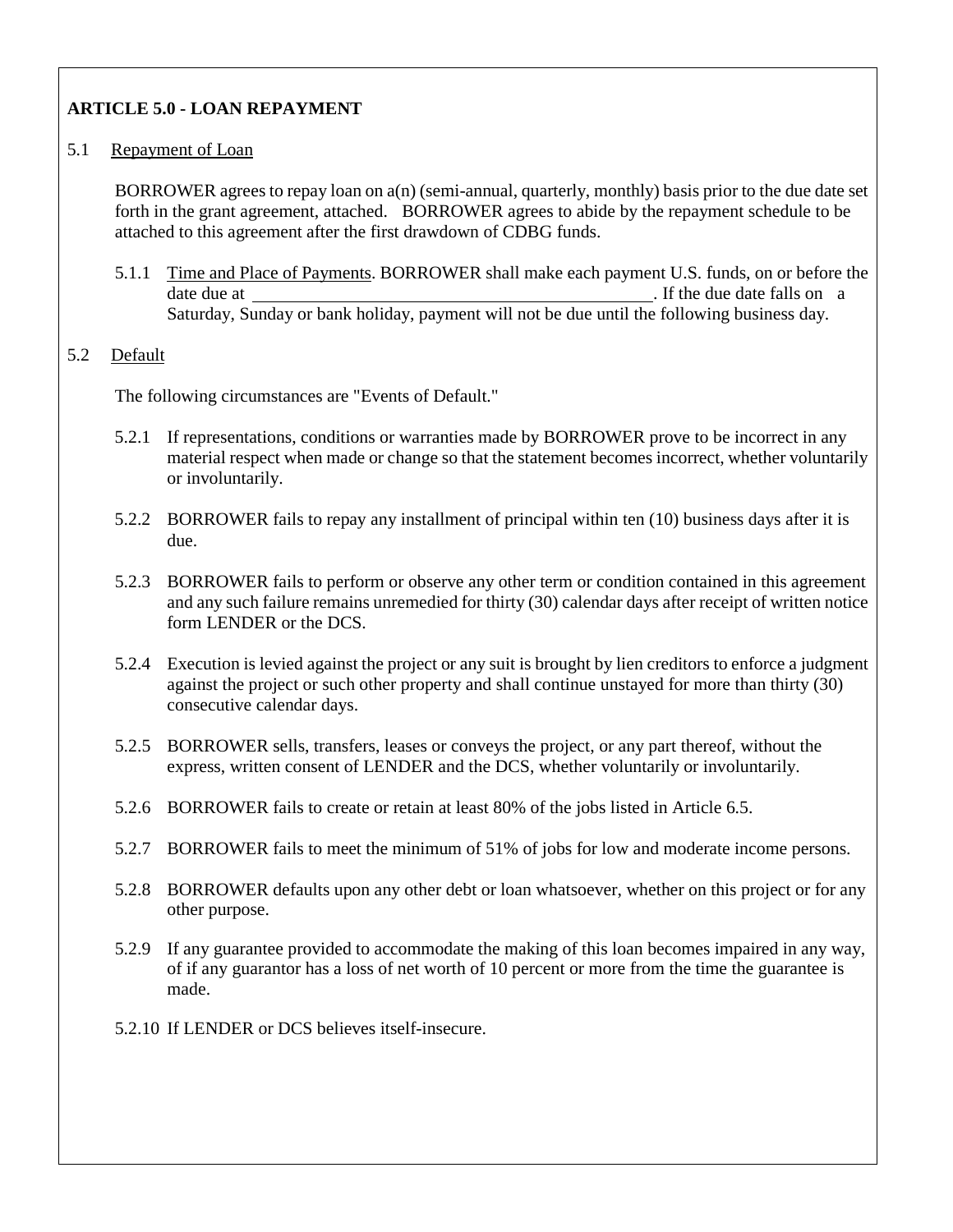## ARTICLE 5.0 - LOAN REPAYMENT

5.1 Repayment of Loan

BORROWER agrees to repay loan on a(n) (semi-annual, quarterly, monthly) basis prior to the due date set forth in the grant agreement, attached. BORROWER agrees to abide by the repayment schedule to be attached to this agreement after the first drawdown of CDBG funds.

5.1.1 Time and Place of Payments. BORROWER shall make each payment U.S. funds, on or before the date due at ______________________________________________. If the due date falls on a Saturday, Sunday or bank holiday, payment will not be due until the following business day.

5.2 Default

The following circumstances are "Events of Default."

5.2.1 If representations, conditions or warranties made by BORROWER prove to be incorrect in any material respect when made or change so that the statement becomes incorrect, whether voluntarily or involuntarily.

5.2.2 BORROWER fails to repay any installment of principal within ten (10) business days after it is due.

5.2.3 BORROWER fails to perform or observe any other term or condition contained in this agreement and any such failure remains unremedied for thirty (30) calendar days after receipt of written notice form LENDER or the DCS.

5.2.4 Execution is levied against the project or any suit is brought by lien creditors to enforce a judgment against the project or such other property and shall continue unstayed for more than thirty (30) consecutive calendar days.

5.2.5 BORROWER sells, transfers, leases or conveys the project, or any part thereof, without the express, written consent of LENDER and the DCS, whether voluntarily or involuntarily.

5.2.6 BORROWER fails to create or retain at least 80% of the jobs listed in Article 6.5.

5.2.7 BORROWER fails to meet the minimum of 51% of jobs for low and moderate income persons.

5.2.8 BORROWER defaults upon any other debt or loan whatsoever, whether on this project or for any other purpose.

5.2.9 If any guarantee provided to accommodate the making of this loan becomes impaired in any way, of if any guarantor has a loss of net worth of 10 percent or more from the time the guarantee is made.

5.2.10 If LENDER or DCS believes itself-insecure.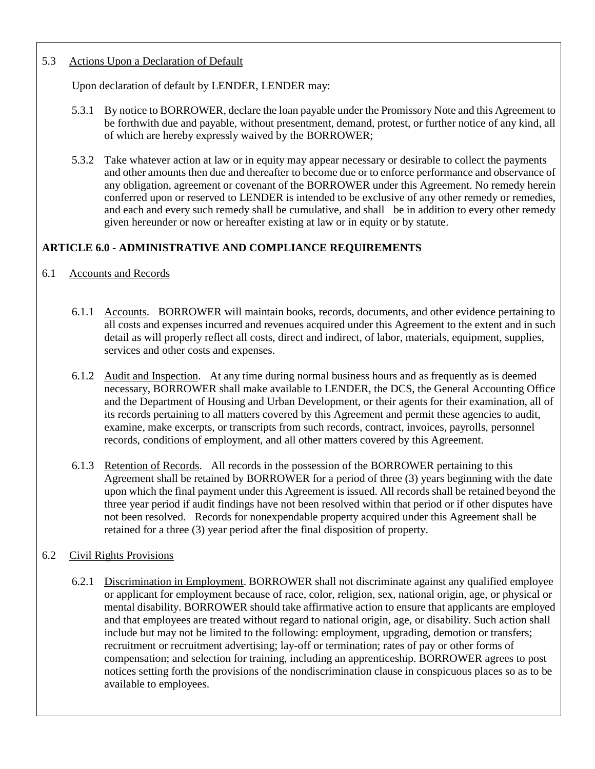5.3 Actions Upon a Declaration of Default

Upon declaration of default by LENDER, LENDER may:

5.3.1 By notice to BORROWER, declare the loan payable under the Promissory Note and this Agreement to be forthwith due and payable, without presentment, demand, protest, or further notice of any kind, all of which are hereby expressly waived by the BORROWER;

5.3.2 Take whatever action at law or in equity may appear necessary or desirable to collect the payments and other amounts then due and thereafter to become due or to enforce performance and observance of any obligation, agreement or covenant of the BORROWER under this Agreement. No remedy herein conferred upon or reserved to LENDER is intended to be exclusive of any other remedy or remedies, and each and every such remedy shall be cumulative, and shall be in addition to every other remedy given hereunder or now or hereafter existing at law or in equity or by statute.

**ARTICLE 6.0 - ADMINISTRATIVE AND COMPLIANCE REQUIREMENTS**

6.1 Accounts and Records

6.1.1 Accounts. BORROWER will maintain books, records, documents, and other evidence pertaining to all costs and expenses incurred and revenues acquired under this Agreement to the extent and in such detail as will properly reflect all costs, direct and indirect, of labor, materials, equipment, supplies, services and other costs and expenses.

6.1.2 Audit and Inspection. At any time during normal business hours and as frequently as is deemed necessary, BORROWER shall make available to LENDER, the DCS, the General Accounting Office and the Department of Housing and Urban Development, or their agents for their examination, all of its records pertaining to all matters covered by this Agreement and permit these agencies to audit, examine, make excerpts, or transcripts from such records, contract, invoices, payrolls, personnel records, conditions of employment, and all other matters covered by this Agreement.

6.1.3 Retention of Records. All records in the possession of the BORROWER pertaining to this Agreement shall be retained by BORROWER for a period of three (3) years beginning with the date upon which the final payment under this Agreement is issued. All records shall be retained beyond the three year period if audit findings have not been resolved within that period or if other disputes have not been resolved. Records for nonexpendable property acquired under this Agreement shall be retained for a three (3) year period after the final disposition of property.

6.2 Civil Rights Provisions

6.2.1 Discrimination in Employment. BORROWER shall not discriminate against any qualified employee or applicant for employment because of race, color, religion, sex, national origin, age, or physical or mental disability. BORROWER should take affirmative action to ensure that applicants are employed and that employees are treated without regard to national origin, age, or disability. Such action shall include but may not be limited to the following: employment, upgrading, demotion or transfers; recruitment or recruitment advertising; lay-off or termination; rates of pay or other forms of compensation; and selection for training, including an apprenticeship. BORROWER agrees to post notices setting forth the provisions of the nondiscrimination clause in conspicuous places so as to be available to employees.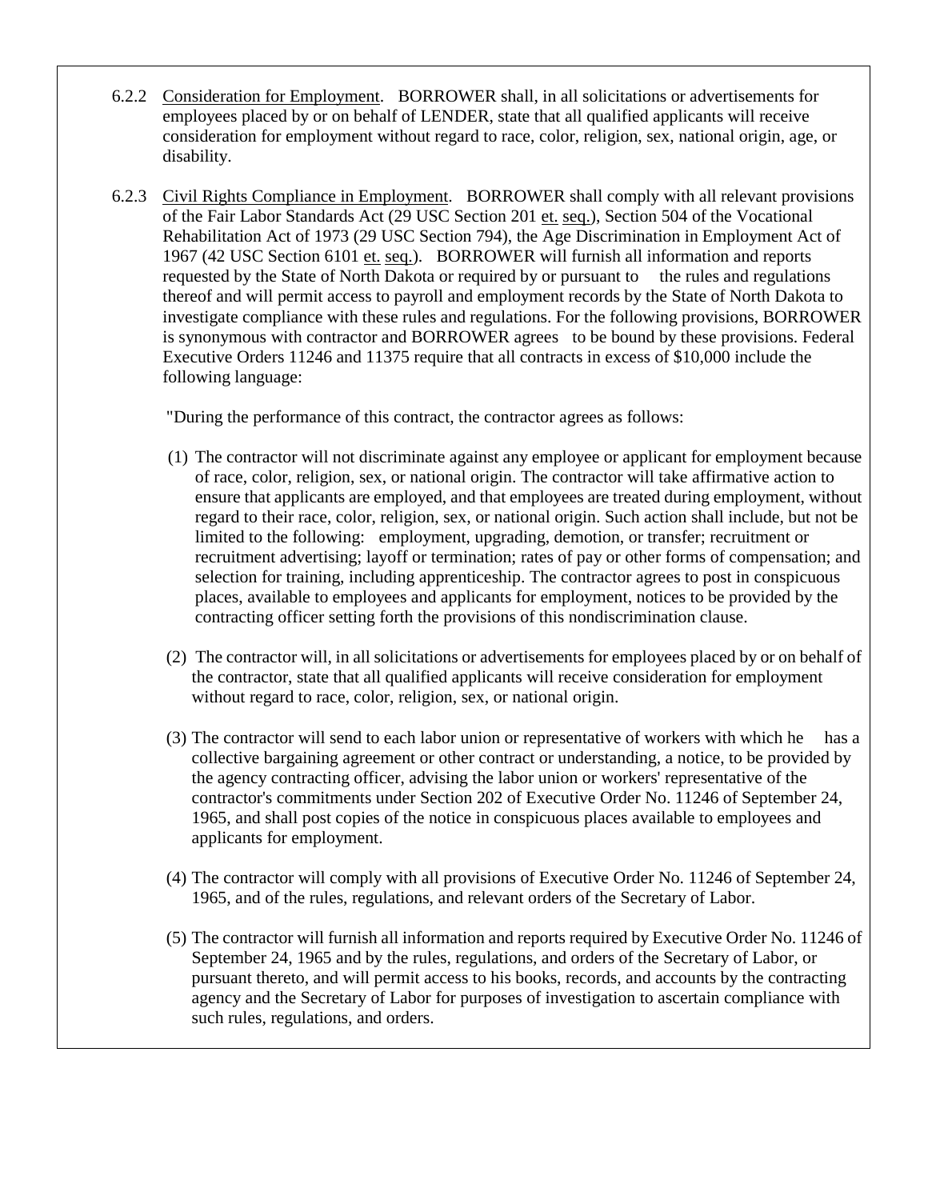6.2.2 Consideration for Employment. BORROWER shall, in all solicitations or advertisements for employees placed by or on behalf of LENDER, state that all qualified applicants will receive consideration for employment without regard to race, color, religion, sex, national origin, age, or disability.

6.2.3 Civil Rights Compliance in Employment. BORROWER shall comply with all relevant provisions of the Fair Labor Standards Act (29 USC Section 201 et. seq.), Section 504 of the Vocational Rehabilitation Act of 1973 (29 USC Section 794), the Age Discrimination in Employment Act of 1967 (42 USC Section 6101 et. seq.). BORROWER will furnish all information and reports requested by the State of North Dakota or required by or pursuant to the rules and regulations thereof and will permit access to payroll and employment records by the State of North Dakota to investigate compliance with these rules and regulations. For the following provisions, BORROWER is synonymous with contractor and BORROWER agrees to be bound by these provisions. Federal Executive Orders 11246 and 11375 require that all contracts in excess of $10,000 include the following language:

"During the performance of this contract, the contractor agrees as follows:

(1) The contractor will not discriminate against any employee or applicant for employment because of race, color, religion, sex, or national origin. The contractor will take affirmative action to ensure that applicants are employed, and that employees are treated during employment, without regard to their race, color, religion, sex, or national origin. Such action shall include, but not be limited to the following: employment, upgrading, demotion, or transfer; recruitment or recruitment advertising; layoff or termination; rates of pay or other forms of compensation; and selection for training, including apprenticeship. The contractor agrees to post in conspicuous places, available to employees and applicants for employment, notices to be provided by the contracting officer setting forth the provisions of this nondiscrimination clause.

(2) The contractor will, in all solicitations or advertisements for employees placed by or on behalf of the contractor, state that all qualified applicants will receive consideration for employment without regard to race, color, religion, sex, or national origin.

(3) The contractor will send to each labor union or representative of workers with which he has a collective bargaining agreement or other contract or understanding, a notice, to be provided by the agency contracting officer, advising the labor union or workers' representative of the contractor's commitments under Section 202 of Executive Order No. 11246 of September 24, 1965, and shall post copies of the notice in conspicuous places available to employees and applicants for employment.

(4) The contractor will comply with all provisions of Executive Order No. 11246 of September 24, 1965, and of the rules, regulations, and relevant orders of the Secretary of Labor.

(5) The contractor will furnish all information and reports required by Executive Order No. 11246 of September 24, 1965 and by the rules, regulations, and orders of the Secretary of Labor, or pursuant thereto, and will permit access to his books, records, and accounts by the contracting agency and the Secretary of Labor for purposes of investigation to ascertain compliance with such rules, regulations, and orders.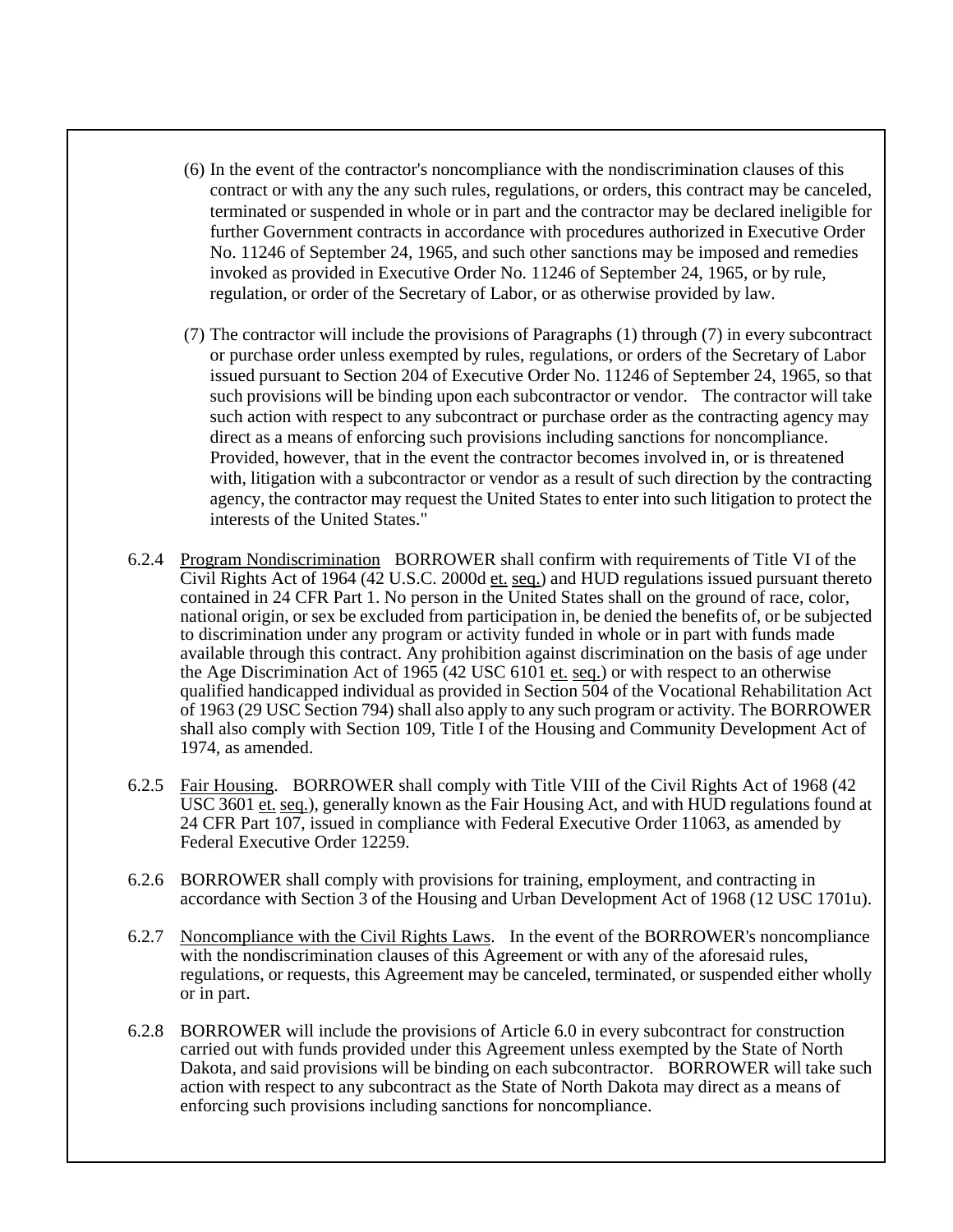(6) In the event of the contractor's noncompliance with the nondiscrimination clauses of this contract or with any the any such rules, regulations, or orders, this contract may be canceled, terminated or suspended in whole or in part and the contractor may be declared ineligible for further Government contracts in accordance with procedures authorized in Executive Order No. 11246 of September 24, 1965, and such other sanctions may be imposed and remedies invoked as provided in Executive Order No. 11246 of September 24, 1965, or by rule, regulation, or order of the Secretary of Labor, or as otherwise provided by law.

(7) The contractor will include the provisions of Paragraphs (1) through (7) in every subcontract or purchase order unless exempted by rules, regulations, or orders of the Secretary of Labor issued pursuant to Section 204 of Executive Order No. 11246 of September 24, 1965, so that such provisions will be binding upon each subcontractor or vendor. The contractor will take such action with respect to any subcontract or purchase order as the contracting agency may direct as a means of enforcing such provisions including sanctions for noncompliance. Provided, however, that in the event the contractor becomes involved in, or is threatened with, litigation with a subcontractor or vendor as a result of such direction by the contracting agency, the contractor may request the United States to enter into such litigation to protect the interests of the United States."

6.2.4 Program Nondiscrimination BORROWER shall confirm with requirements of Title VI of the Civil Rights Act of 1964 (42 U.S.C. 2000d et. seq.) and HUD regulations issued pursuant thereto contained in 24 CFR Part 1. No person in the United States shall on the ground of race, color, national origin, or sex be excluded from participation in, be denied the benefits of, or be subjected to discrimination under any program or activity funded in whole or in part with funds made available through this contract. Any prohibition against discrimination on the basis of age under the Age Discrimination Act of 1965 (42 USC 6101 et. seq.) or with respect to an otherwise qualified handicapped individual as provided in Section 504 of the Vocational Rehabilitation Act of 1963 (29 USC Section 794) shall also apply to any such program or activity. The BORROWER shall also comply with Section 109, Title I of the Housing and Community Development Act of 1974, as amended.

6.2.5 Fair Housing. BORROWER shall comply with Title VIII of the Civil Rights Act of 1968 (42 USC 3601 et. seq.), generally known as the Fair Housing Act, and with HUD regulations found at 24 CFR Part 107, issued in compliance with Federal Executive Order 11063, as amended by Federal Executive Order 12259.

6.2.6 BORROWER shall comply with provisions for training, employment, and contracting in accordance with Section 3 of the Housing and Urban Development Act of 1968 (12 USC 1701u).

6.2.7 Noncompliance with the Civil Rights Laws. In the event of the BORROWER's noncompliance with the nondiscrimination clauses of this Agreement or with any of the aforesaid rules, regulations, or requests, this Agreement may be canceled, terminated, or suspended either wholly or in part.

6.2.8 BORROWER will include the provisions of Article 6.0 in every subcontract for construction carried out with funds provided under this Agreement unless exempted by the State of North Dakota, and said provisions will be binding on each subcontractor. BORROWER will take such action with respect to any subcontract as the State of North Dakota may direct as a means of enforcing such provisions including sanctions for noncompliance.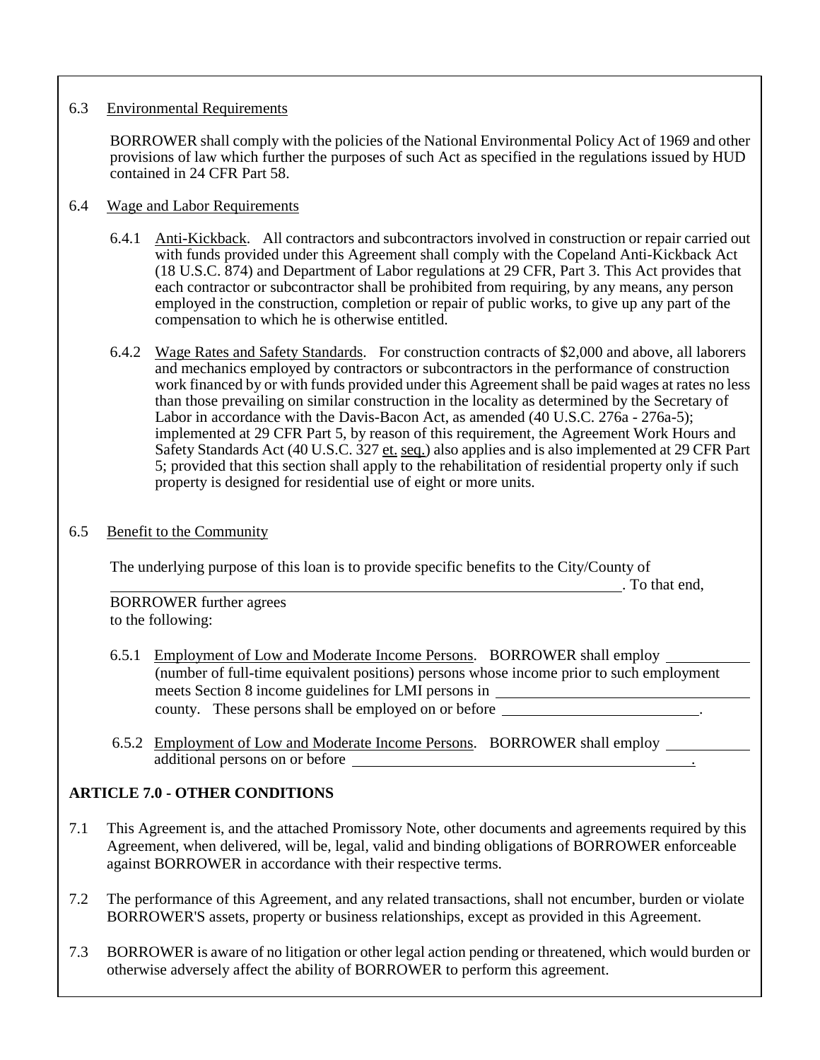6.3 Environmental Requirements

BORROWER shall comply with the policies of the National Environmental Policy Act of 1969 and other provisions of law which further the purposes of such Act as specified in the regulations issued by HUD contained in 24 CFR Part 58.

6.4 Wage and Labor Requirements

6.4.1 Anti-Kickback. All contractors and subcontractors involved in construction or repair carried out with funds provided under this Agreement shall comply with the Copeland Anti-Kickback Act (18 U.S.C. 874) and Department of Labor regulations at 29 CFR, Part 3. This Act provides that each contractor or subcontractor shall be prohibited from requiring, by any means, any person employed in the construction, completion or repair of public works, to give up any part of the compensation to which he is otherwise entitled.

6.4.2 Wage Rates and Safety Standards. For construction contracts of $2,000 and above, all laborers and mechanics employed by contractors or subcontractors in the performance of construction work financed by or with funds provided under this Agreement shall be paid wages at rates no less than those prevailing on similar construction in the locality as determined by the Secretary of Labor in accordance with the Davis-Bacon Act, as amended (40 U.S.C. 276a - 276a-5); implemented at 29 CFR Part 5, by reason of this requirement, the Agreement Work Hours and Safety Standards Act (40 U.S.C. 327 et. seq.) also applies and is also implemented at 29 CFR Part 5; provided that this section shall apply to the rehabilitation of residential property only if such property is designed for residential use of eight or more units.

6.5 Benefit to the Community

The underlying purpose of this loan is to provide specific benefits to the City/County of ____________________________________________. To that end, BORROWER further agrees to the following:

6.5.1 Employment of Low and Moderate Income Persons. BORROWER shall employ __________ (number of full-time equivalent positions) persons whose income prior to such employment meets Section 8 income guidelines for LMI persons in ____________________ county. These persons shall be employed on or before ____________________.

6.5.2 Employment of Low and Moderate Income Persons. BORROWER shall employ __________ additional persons on or before ______________________________.

**ARTICLE 7.0 - OTHER CONDITIONS**

7.1 This Agreement is, and the attached Promissory Note, other documents and agreements required by this Agreement, when delivered, will be, legal, valid and binding obligations of BORROWER enforceable against BORROWER in accordance with their respective terms.

7.2 The performance of this Agreement, and any related transactions, shall not encumber, burden or violate BORROWER'S assets, property or business relationships, except as provided in this Agreement.

7.3 BORROWER is aware of no litigation or other legal action pending or threatened, which would burden or otherwise adversely affect the ability of BORROWER to perform this agreement.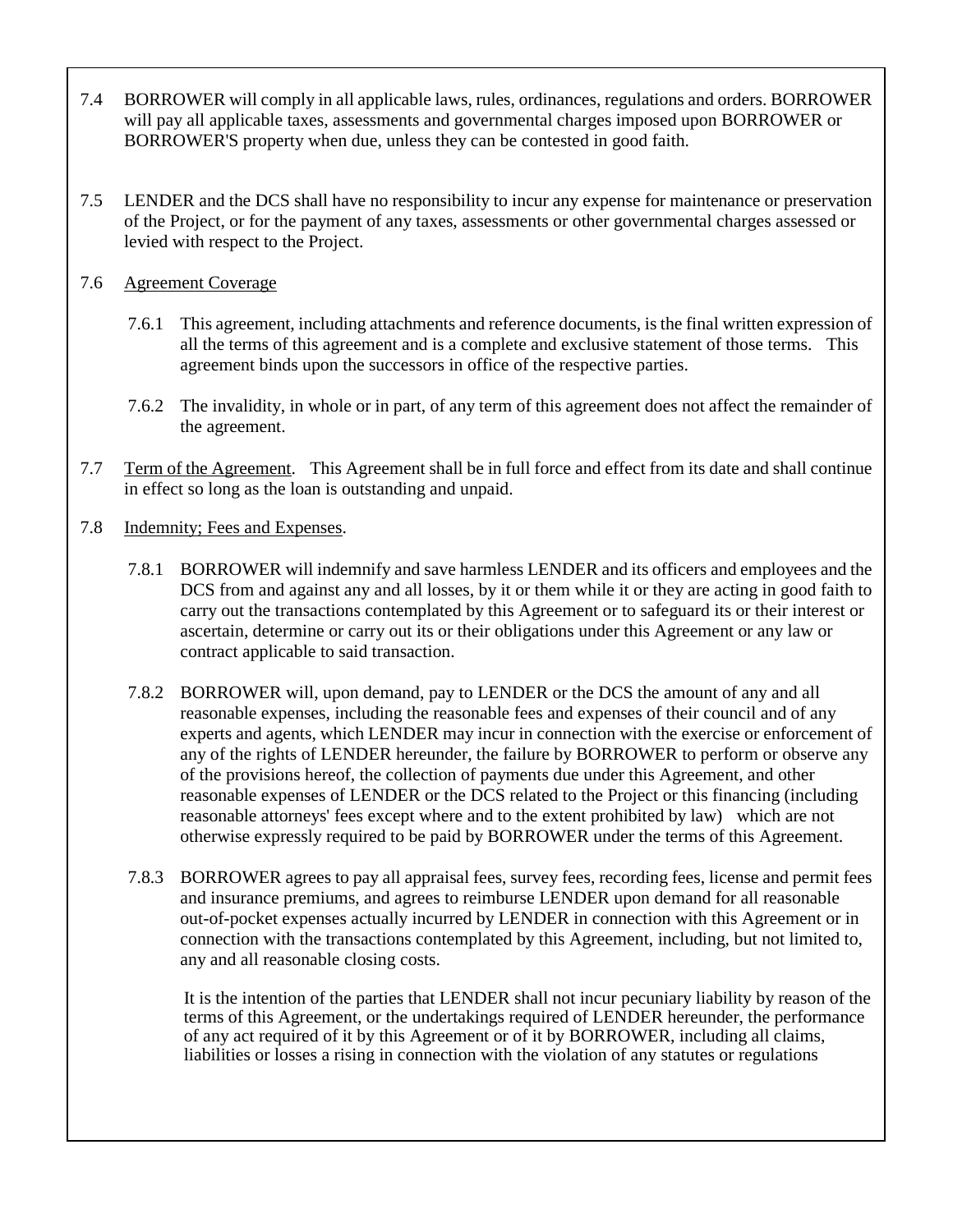7.4 BORROWER will comply in all applicable laws, rules, ordinances, regulations and orders. BORROWER will pay all applicable taxes, assessments and governmental charges imposed upon BORROWER or BORROWER'S property when due, unless they can be contested in good faith.

7.5 LENDER and the DCS shall have no responsibility to incur any expense for maintenance or preservation of the Project, or for the payment of any taxes, assessments or other governmental charges assessed or levied with respect to the Project.

7.6 Agreement Coverage

7.6.1 This agreement, including attachments and reference documents, is the final written expression of all the terms of this agreement and is a complete and exclusive statement of those terms. This agreement binds upon the successors in office of the respective parties.

7.6.2 The invalidity, in whole or in part, of any term of this agreement does not affect the remainder of the agreement.

7.7 Term of the Agreement. This Agreement shall be in full force and effect from its date and shall continue in effect so long as the loan is outstanding and unpaid.

7.8 Indemnity; Fees and Expenses.

7.8.1 BORROWER will indemnify and save harmless LENDER and its officers and employees and the DCS from and against any and all losses, by it or them while it or they are acting in good faith to carry out the transactions contemplated by this Agreement or to safeguard its or their interest or ascertain, determine or carry out its or their obligations under this Agreement or any law or contract applicable to said transaction.

7.8.2 BORROWER will, upon demand, pay to LENDER or the DCS the amount of any and all reasonable expenses, including the reasonable fees and expenses of their council and of any experts and agents, which LENDER may incur in connection with the exercise or enforcement of any of the rights of LENDER hereunder, the failure by BORROWER to perform or observe any of the provisions hereof, the collection of payments due under this Agreement, and other reasonable expenses of LENDER or the DCS related to the Project or this financing (including reasonable attorneys' fees except where and to the extent prohibited by law) which are not otherwise expressly required to be paid by BORROWER under the terms of this Agreement.

7.8.3 BORROWER agrees to pay all appraisal fees, survey fees, recording fees, license and permit fees and insurance premiums, and agrees to reimburse LENDER upon demand for all reasonable out-of-pocket expenses actually incurred by LENDER in connection with this Agreement or in connection with the transactions contemplated by this Agreement, including, but not limited to, any and all reasonable closing costs.

It is the intention of the parties that LENDER shall not incur pecuniary liability by reason of the terms of this Agreement, or the undertakings required of LENDER hereunder, the performance of any act required of it by this Agreement or of it by BORROWER, including all claims, liabilities or losses a rising in connection with the violation of any statutes or regulations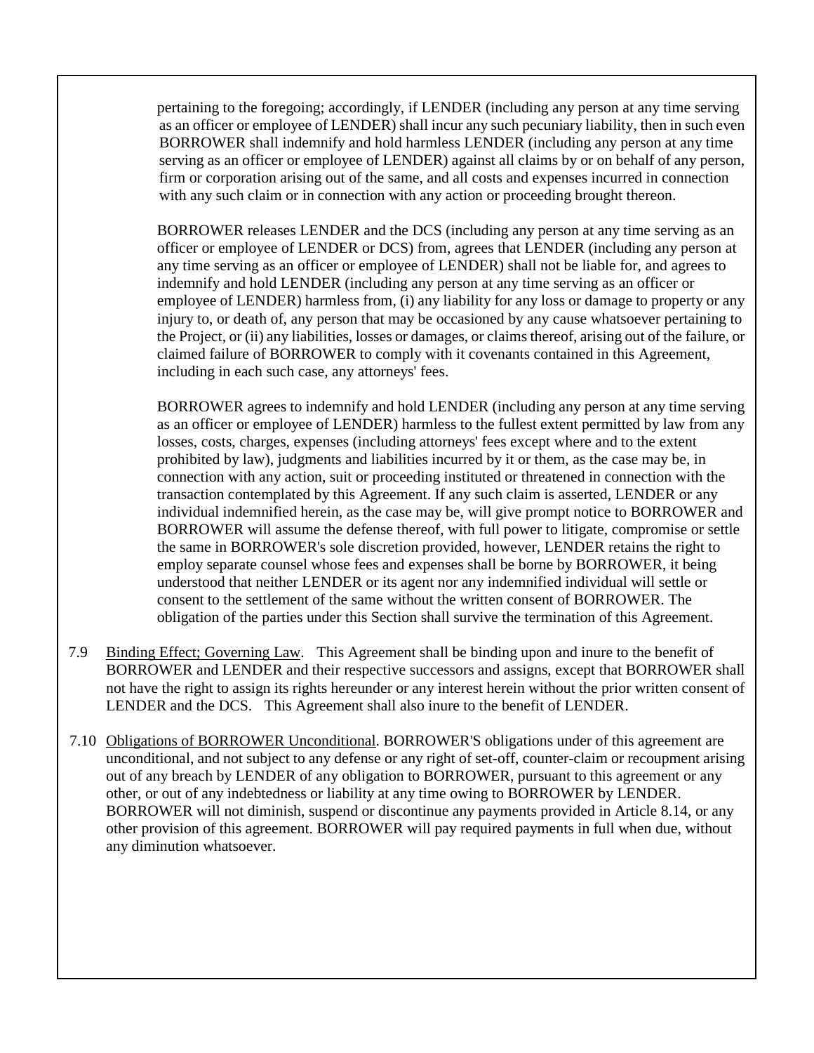pertaining to the foregoing; accordingly, if LENDER (including any person at any time serving as an officer or employee of LENDER) shall incur any such pecuniary liability, then in such even BORROWER shall indemnify and hold harmless LENDER (including any person at any time serving as an officer or employee of LENDER) against all claims by or on behalf of any person, firm or corporation arising out of the same, and all costs and expenses incurred in connection with any such claim or in connection with any action or proceeding brought thereon.

BORROWER releases LENDER and the DCS (including any person at any time serving as an officer or employee of LENDER or DCS) from, agrees that LENDER (including any person at any time serving as an officer or employee of LENDER) shall not be liable for, and agrees to indemnify and hold LENDER (including any person at any time serving as an officer or employee of LENDER) harmless from, (i) any liability for any loss or damage to property or any injury to, or death of, any person that may be occasioned by any cause whatsoever pertaining to the Project, or (ii) any liabilities, losses or damages, or claims thereof, arising out of the failure, or claimed failure of BORROWER to comply with it covenants contained in this Agreement, including in each such case, any attorneys' fees.

BORROWER agrees to indemnify and hold LENDER (including any person at any time serving as an officer or employee of LENDER) harmless to the fullest extent permitted by law from any losses, costs, charges, expenses (including attorneys' fees except where and to the extent prohibited by law), judgments and liabilities incurred by it or them, as the case may be, in connection with any action, suit or proceeding instituted or threatened in connection with the transaction contemplated by this Agreement. If any such claim is asserted, LENDER or any individual indemnified herein, as the case may be, will give prompt notice to BORROWER and BORROWER will assume the defense thereof, with full power to litigate, compromise or settle the same in BORROWER's sole discretion provided, however, LENDER retains the right to employ separate counsel whose fees and expenses shall be borne by BORROWER, it being understood that neither LENDER or its agent nor any indemnified individual will settle or consent to the settlement of the same without the written consent of BORROWER. The obligation of the parties under this Section shall survive the termination of this Agreement.

7.9 Binding Effect; Governing Law. This Agreement shall be binding upon and inure to the benefit of BORROWER and LENDER and their respective successors and assigns, except that BORROWER shall not have the right to assign its rights hereunder or any interest herein without the prior written consent of LENDER and the DCS. This Agreement shall also inure to the benefit of LENDER.

7.10 Obligations of BORROWER Unconditional. BORROWER'S obligations under of this agreement are unconditional, and not subject to any defense or any right of set-off, counter-claim or recoupment arising out of any breach by LENDER of any obligation to BORROWER, pursuant to this agreement or any other, or out of any indebtedness or liability at any time owing to BORROWER by LENDER. BORROWER will not diminish, suspend or discontinue any payments provided in Article 8.14, or any other provision of this agreement. BORROWER will pay required payments in full when due, without any diminution whatsoever.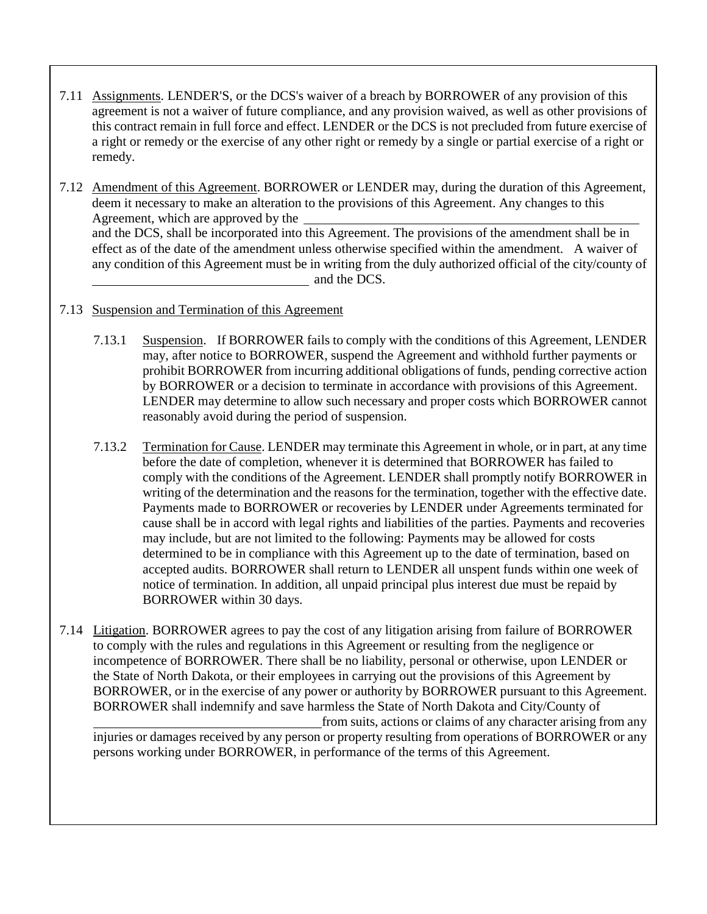7.11 Assignments. LENDER'S, or the DCS's waiver of a breach by BORROWER of any provision of this agreement is not a waiver of future compliance, and any provision waived, as well as other provisions of this contract remain in full force and effect. LENDER or the DCS is not precluded from future exercise of a right or remedy or the exercise of any other right or remedy by a single or partial exercise of a right or remedy.

7.12 Amendment of this Agreement. BORROWER or LENDER may, during the duration of this Agreement, deem it necessary to make an alteration to the provisions of this Agreement. Any changes to this Agreement, which are approved by the ______________________________________________ and the DCS, shall be incorporated into this Agreement. The provisions of the amendment shall be in effect as of the date of the amendment unless otherwise specified within the amendment. A waiver of any condition of this Agreement must be in writing from the duly authorized official of the city/county of ______________________________ and the DCS.

7.13 Suspension and Termination of this Agreement

7.13.1 Suspension. If BORROWER fails to comply with the conditions of this Agreement, LENDER may, after notice to BORROWER, suspend the Agreement and withhold further payments or prohibit BORROWER from incurring additional obligations of funds, pending corrective action by BORROWER or a decision to terminate in accordance with provisions of this Agreement. LENDER may determine to allow such necessary and proper costs which BORROWER cannot reasonably avoid during the period of suspension.

7.13.2 Termination for Cause. LENDER may terminate this Agreement in whole, or in part, at any time before the date of completion, whenever it is determined that BORROWER has failed to comply with the conditions of the Agreement. LENDER shall promptly notify BORROWER in writing of the determination and the reasons for the termination, together with the effective date. Payments made to BORROWER or recoveries by LENDER under Agreements terminated for cause shall be in accord with legal rights and liabilities of the parties. Payments and recoveries may include, but are not limited to the following: Payments may be allowed for costs determined to be in compliance with this Agreement up to the date of termination, based on accepted audits. BORROWER shall return to LENDER all unspent funds within one week of notice of termination. In addition, all unpaid principal plus interest due must be repaid by BORROWER within 30 days.

7.14 Litigation. BORROWER agrees to pay the cost of any litigation arising from failure of BORROWER to comply with the rules and regulations in this Agreement or resulting from the negligence or incompetence of BORROWER. There shall be no liability, personal or otherwise, upon LENDER or the State of North Dakota, or their employees in carrying out the provisions of this Agreement by BORROWER, or in the exercise of any power or authority by BORROWER pursuant to this Agreement. BORROWER shall indemnify and save harmless the State of North Dakota and City/County of ______________________________ from suits, actions or claims of any character arising from any injuries or damages received by any person or property resulting from operations of BORROWER or any persons working under BORROWER, in performance of the terms of this Agreement.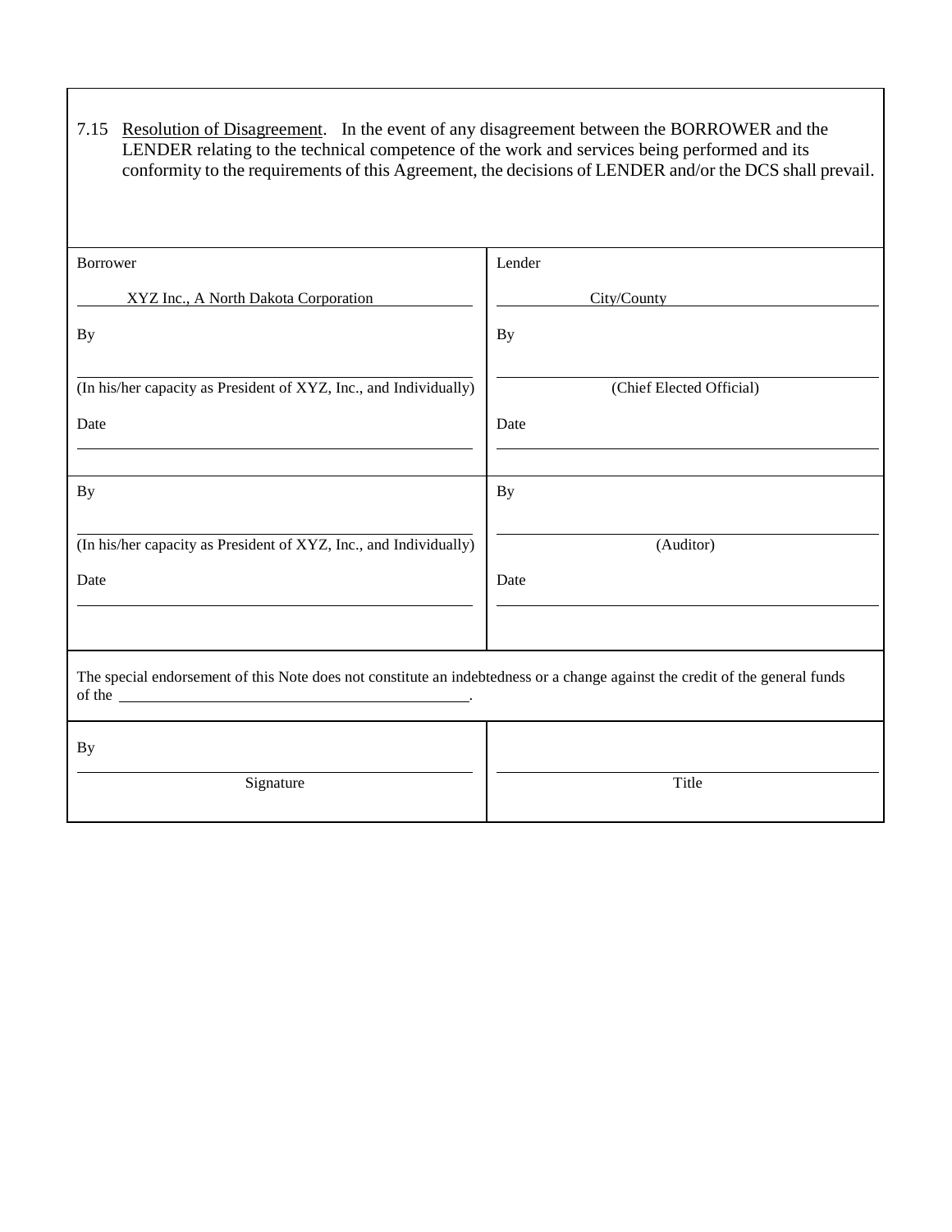7.15 Resolution of Disagreement. In the event of any disagreement between the BORROWER and the LENDER relating to the technical competence of the work and services being performed and its conformity to the requirements of this Agreement, the decisions of LENDER and/or the DCS shall prevail.

| | |
|---|---|
| Borrower | Lender |
| XYZ Inc., A North Dakota Corporation | City/County |
| By ______________________ | By ______________________ |
| (In his/her capacity as President of XYZ, Inc., and Individually) | (Chief Elected Official) |
| Date ______________________ | Date ______________________ |
| By ______________________ | By ______________________ |
| (In his/her capacity as President of XYZ, Inc., and Individually) | (Auditor) |
| Date ______________________ | Date ______________________ |

The special endorsement of this Note does not constitute an indebtedness or a change against the credit of the general funds of the ____________________________.

| | |
|---|---|
| By ______________________ | ______________________ |
| Signature | Title |